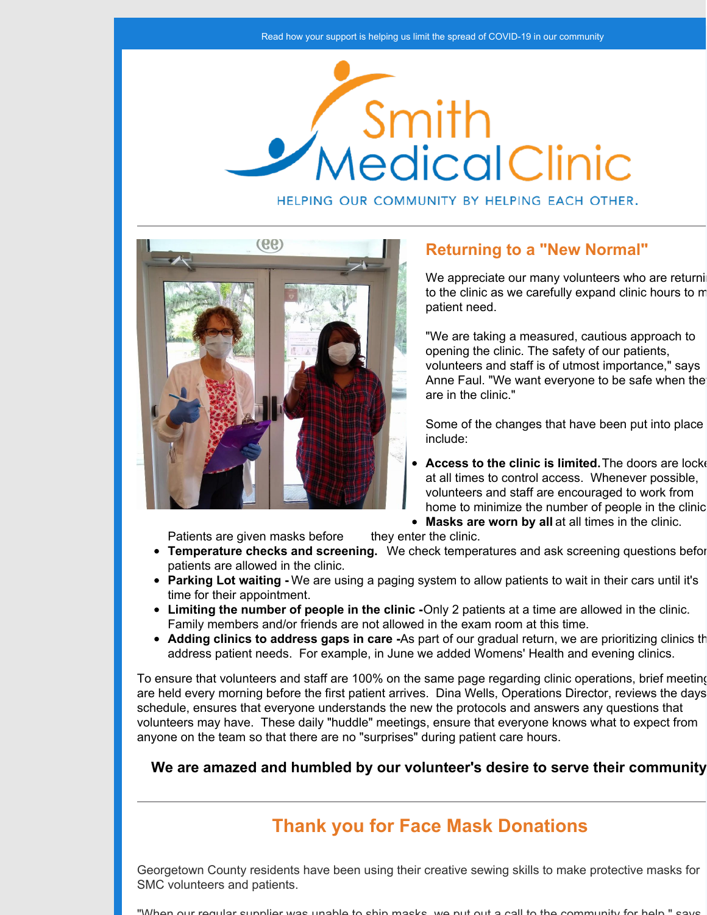Read how your support is helping us limit the spread of COVID-19 in our community

Smith Medical Clinic

HELPING OUR COMMUNITY BY HELPING EACH OTHER.

## Returning to a "New Normal"

We appreciate our many volunteers who are returni to the clinic as we carefully expand clinic hours to m patient need.

"We are taking a measured, cautious approach to opening the clinic. The safety of our patients, volunteers and staff is of utmost importance," says Anne Faul. "We want everyone to be safe when the are in the clinic."

Some of the changes that have been put into place include:

- **Access to the clinic is limited.** The doors are locke at all times to control access. Whenever possible, volunteers and staff are encouraged to work from home to minimize the number of people in the clinic
- **Masks are worn by all** at all times in the clinic. Patients are given masks before they enter the clinic.
- **Temperature checks and screening.** We check temperatures and ask screening questions befor patients are allowed in the clinic.
- **Parking Lot waiting -** We are using a paging system to allow patients to wait in their cars until it's time for their appointment.
- **Limiting the number of people in the clinic -** Only 2 patients at a time are allowed in the clinic. Family members and/or friends are not allowed in the exam room at this time.
- **Adding clinics to address gaps in care -** As part of our gradual return, we are prioritizing clinics th address patient needs. For example, in June we added Womens' Health and evening clinics.

To ensure that volunteers and staff are 100% on the same page regarding clinic operations, brief meeting are held every morning before the first patient arrives. Dina Wells, Operations Director, reviews the days schedule, ensures that everyone understands the new the protocols and answers any questions that volunteers may have. These daily "huddle" meetings, ensure that everyone knows what to expect from anyone on the team so that there are no "surprises" during patient care hours.

**We are amazed and humbled by our volunteer's desire to serve their community**

## Thank you for Face Mask Donations

Georgetown County residents have been using their creative sewing skills to make protective masks for SMC volunteers and patients.

"When our regular supplier was unable to ship masks, we put out a call to the community for help," says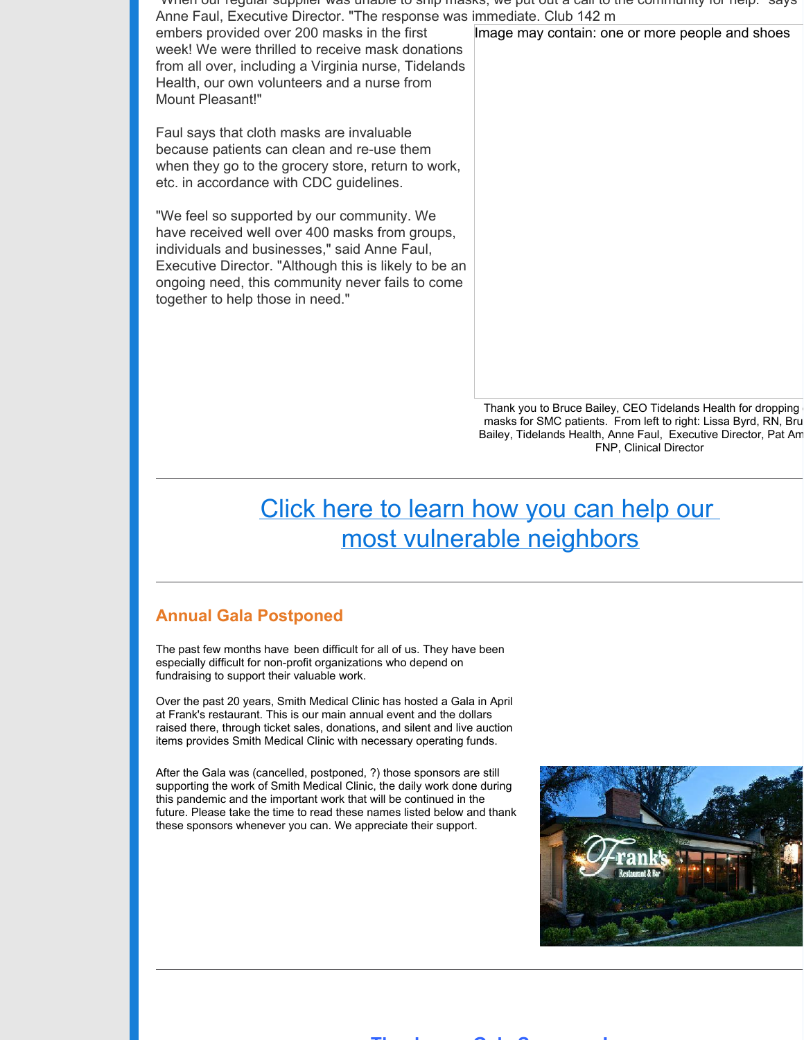"When our regular supplier was unable to ship masks, we put out a call to the community for help." says Anne Faul, Executive Director. "The response was immediate. Club 142 members provided over 200 masks in the first week! We were thrilled to receive mask donations from all over, including a Virginia nurse, Tidelands Health, our own volunteers and a nurse from Mount Pleasant!"

Faul says that cloth masks are invaluable because patients can clean and re-use them when they go to the grocery store, return to work, etc. in accordance with CDC guidelines.

"We feel so supported by our community. We have received well over 400 masks from groups, individuals and businesses," said Anne Faul, Executive Director. "Although this is likely to be an ongoing need, this community never fails to come together to help those in need."

Image may contain: one or more people and shoes

Thank you to Bruce Bailey, CEO Tidelands Health for dropping masks for SMC patients. From left to right: Lissa Byrd, RN, Bru Bailey, Tidelands Health, Anne Faul, Executive Director, Pat Am FNP, Clinical Director

---

[Click here to learn how you can help our most vulnerable neighbors]

---

## Annual Gala Postponed

The past few months have been difficult for all of us. They have been especially difficult for non-profit organizations who depend on fundraising to support their valuable work.

Over the past 20 years, Smith Medical Clinic has hosted a Gala in April at Frank's restaurant. This is our main annual event and the dollars raised there, through ticket sales, donations, and silent and live auction items provides Smith Medical Clinic with necessary operating funds.

After the Gala was (cancelled, postponed, ?) those sponsors are still supporting the work of Smith Medical Clinic, the daily work done during this pandemic and the important work that will be continued in the future. Please take the time to read these names listed below and thank these sponsors whenever you can. We appreciate their support.

---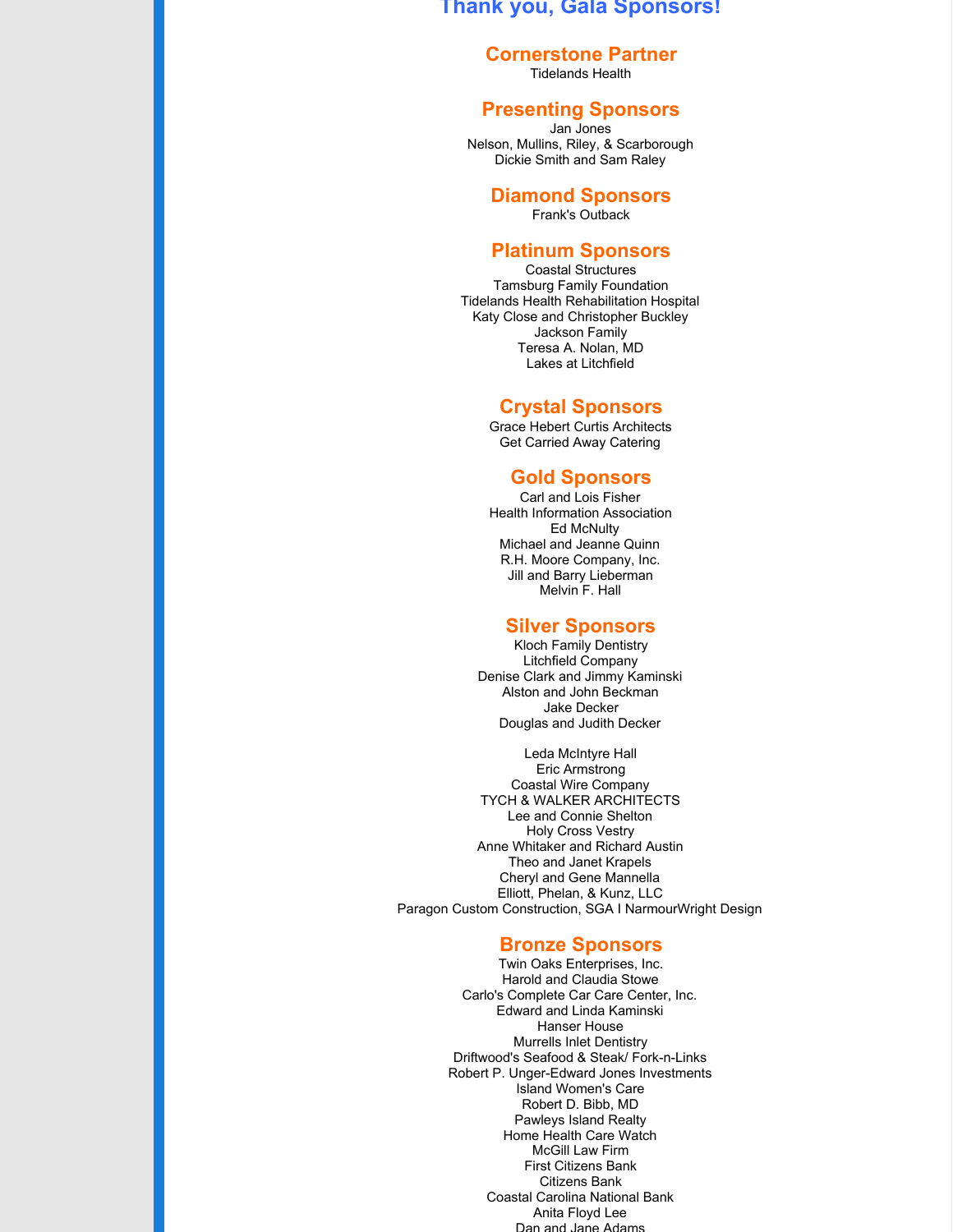## Thank you, Gala Sponsors!

### Cornerstone Partner

Tidelands Health

### Presenting Sponsors

Jan Jones
Nelson, Mullins, Riley, & Scarborough
Dickie Smith and Sam Raley

### Diamond Sponsors

Frank's Outback

### Platinum Sponsors

Coastal Structures
Tamsburg Family Foundation
Tidelands Health Rehabilitation Hospital
Katy Close and Christopher Buckley
Jackson Family
Teresa A. Nolan, MD
Lakes at Litchfield

### Crystal Sponsors

Grace Hebert Curtis Architects
Get Carried Away Catering

### Gold Sponsors

Carl and Lois Fisher
Health Information Association
Ed McNulty
Michael and Jeanne Quinn
R.H. Moore Company, Inc.
Jill and Barry Lieberman
Melvin F. Hall

### Silver Sponsors

Kloch Family Dentistry
Litchfield Company
Denise Clark and Jimmy Kaminski
Alston and John Beckman
Jake Decker
Douglas and Judith Decker

Leda McIntyre Hall
Eric Armstrong
Coastal Wire Company
TYCH & WALKER ARCHITECTS
Lee and Connie Shelton
Holy Cross Vestry
Anne Whitaker and Richard Austin
Theo and Janet Krapels
Cheryl and Gene Mannella
Elliott, Phelan, & Kunz, LLC
Paragon Custom Construction, SGA I NarmourWright Design

### Bronze Sponsors

Twin Oaks Enterprises, Inc.
Harold and Claudia Stowe
Carlo's Complete Car Care Center, Inc.
Edward and Linda Kaminski
Hanser House
Murrells Inlet Dentistry
Driftwood's Seafood & Steak/ Fork-n-Links
Robert P. Unger-Edward Jones Investments
Island Women's Care
Robert D. Bibb, MD
Pawleys Island Realty
Home Health Care Watch
McGill Law Firm
First Citizens Bank
Citizens Bank
Coastal Carolina National Bank
Anita Floyd Lee
Dan and Jane Adams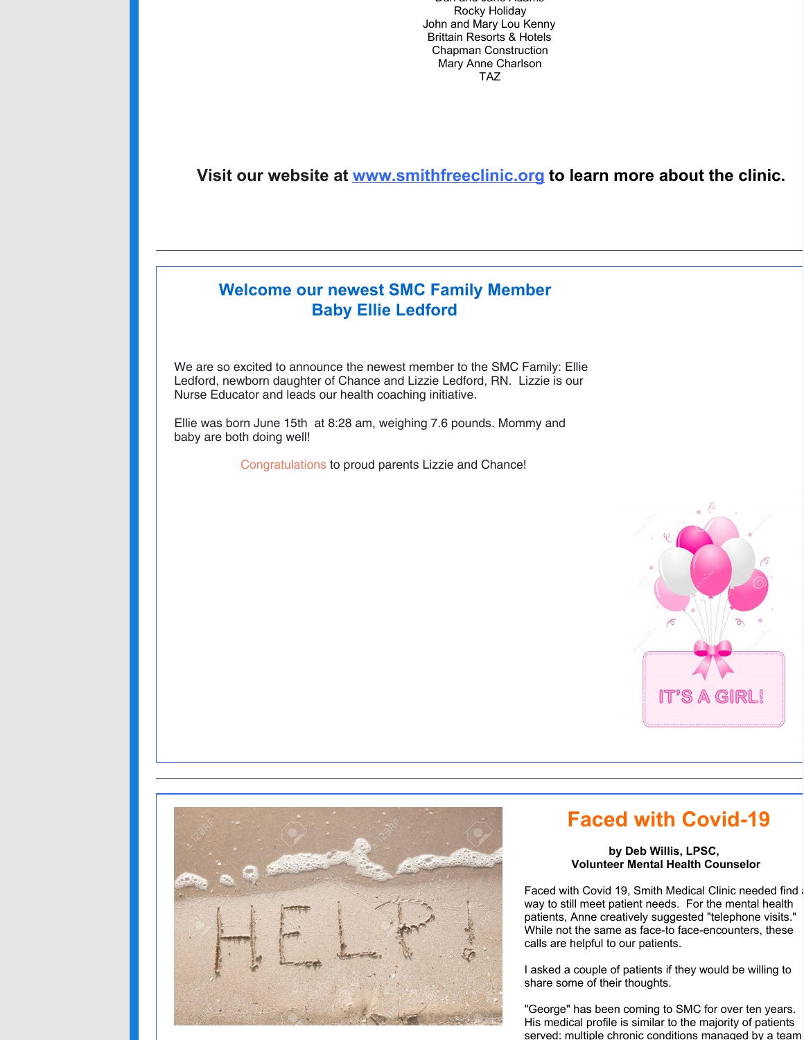Rocky Holiday
John and Mary Lou Kenny
Brittain Resorts & Hotels
Chapman Construction
Mary Anne Charlson
TAZ

**Visit our website at [www.smithfreeclinic.org](http://www.smithfreeclinic.org) to learn more about the clinic.**

---

## Welcome our newest SMC Family Member
## Baby Ellie Ledford

We are so excited to announce the newest member to the SMC Family: Ellie Ledford, newborn daughter of Chance and Lizzie Ledford, RN. Lizzie is our Nurse Educator and leads our health coaching initiative.

Ellie was born June 15th at 8:28 am, weighing 7.6 pounds. Mommy and baby are both doing well!

Congratulations to proud parents Lizzie and Chance!

---

## Faced with Covid-19

**by Deb Willis, LPSC,**
**Volunteer Mental Health Counselor**

Faced with Covid 19, Smith Medical Clinic needed find a way to still meet patient needs. For the mental health patients, Anne creatively suggested "telephone visits." While not the same as face-to face-encounters, these calls are helpful to our patients.

I asked a couple of patients if they would be willing to share some of their thoughts.

"George" has been coming to SMC for over ten years. His medical profile is similar to the majority of patients served: multiple chronic conditions managed by a team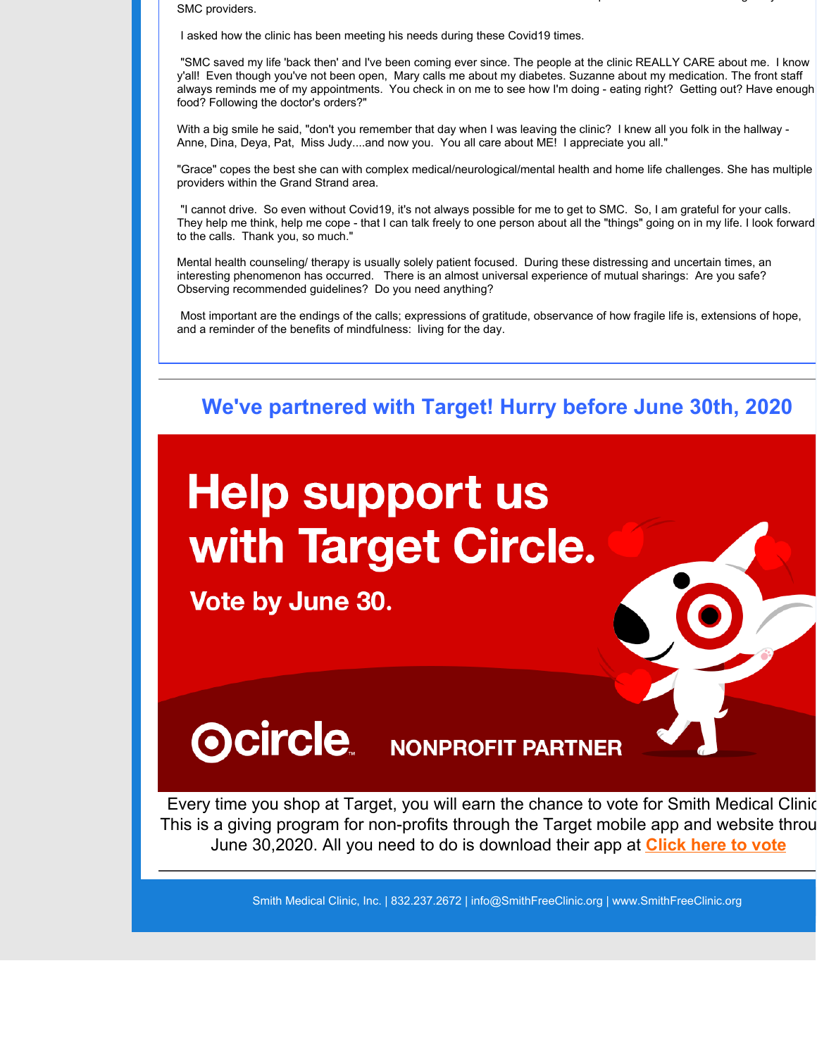SMC providers.

I asked how the clinic has been meeting his needs during these Covid19 times.

"SMC saved my life 'back then' and I've been coming ever since. The people at the clinic REALLY CARE about me. I know y'all! Even though you've not been open, Mary calls me about my diabetes. Suzanne about my medication. The front staff always reminds me of my appointments. You check in on me to see how I'm doing - eating right? Getting out? Have enough food? Following the doctor's orders?"

With a big smile he said, "don't you remember that day when I was leaving the clinic? I knew all you folk in the hallway - Anne, Dina, Deya, Pat, Miss Judy....and now you. You all care about ME! I appreciate you all."

"Grace" copes the best she can with complex medical/neurological/mental health and home life challenges. She has multiple providers within the Grand Strand area.

"I cannot drive. So even without Covid19, it's not always possible for me to get to SMC. So, I am grateful for your calls. They help me think, help me cope - that I can talk freely to one person about all the "things" going on in my life. I look forward to the calls. Thank you, so much."

Mental health counseling/ therapy is usually solely patient focused. During these distressing and uncertain times, an interesting phenomenon has occurred. There is an almost universal experience of mutual sharings: Are you safe? Observing recommended guidelines? Do you need anything?

Most important are the endings of the calls; expressions of gratitude, observance of how fragile life is, extensions of hope, and a reminder of the benefits of mindfulness: living for the day.

## We've partnered with Target! Hurry before June 30th, 2020

**Help support us with Target Circle.**

**Vote by June 30.**

**circle NONPROFIT PARTNER**

Every time you shop at Target, you will earn the chance to vote for Smith Medical Clinic. This is a giving program for non-profits through the Target mobile app and website through June 30,2020. All you need to do is download their app at **Click here to vote**

Smith Medical Clinic, Inc. | 832.237.2672 | info@SmithFreeClinic.org | www.SmithFreeClinic.org